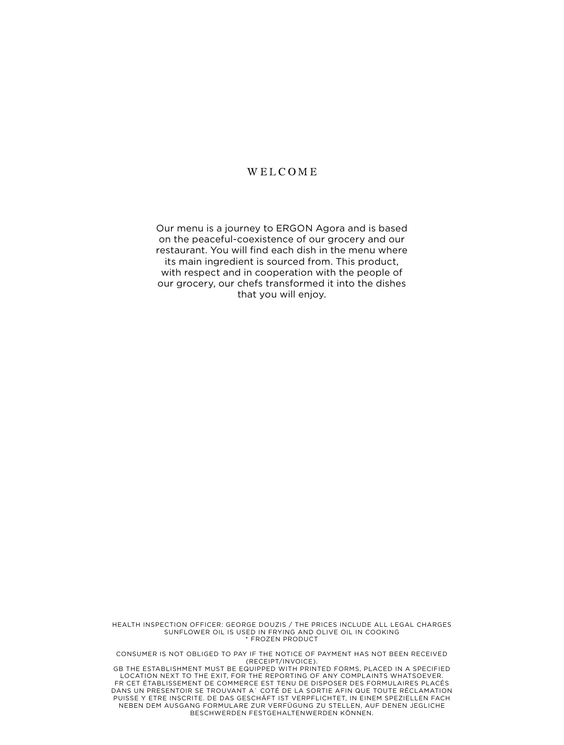# WELCOME

Our menu is a journey to ERGON Agora and is based on the peaceful-coexistence of our grocery and our restaurant. You will find each dish in the menu where its main ingredient is sourced from. This product, with respect and in cooperation with the people of our grocery, our chefs transformed it into the dishes that you will enjoy.

HEALTH INSPECTION OFFICER: GEORGE DOUZIS / THE PRICES INCLUDE ALL LEGAL CHARGES
SUNFLOWER OIL IS USED IN FRYING AND OLIVE OIL IN COOKING
* FROZEN PRODUCT

CONSUMER IS NOT OBLIGED TO PAY IF THE NOTICE OF PAYMENT HAS NOT BEEN RECEIVED (RECEIPT/INVOICE).
GB THE ESTABLISHMENT MUST BE EQUIPPED WITH PRINTED FORMS, PLACED IN A SPECIFIED LOCATION NEXT TO THE EXIT, FOR THE REPORTING OF ANY COMPLAINTS WHATSOEVER.
FR CET ÉTABLISSEMENT DE COMMERCE EST TENU DE DISPOSER DES FORMULAIRES PLACÉS DANS UN PRESENTOIR SE TROUVANT A` COTÉ DE LA SORTIE AFIN QUE TOUTE RÉCLAMATION PUISSE Y ETRE INSCRITE. DE DAS GESCHÄFT IST VERPFLICHTET, IN EINEM SPEZIELLEN FACH NEBEN DEM AUSGANG FORMULARE ZUR VERFÜGUNG ZU STELLEN, AUF DENEN JEGLICHE BESCHWERDEN FESTGEHALTENWERDEN KÖNNEN.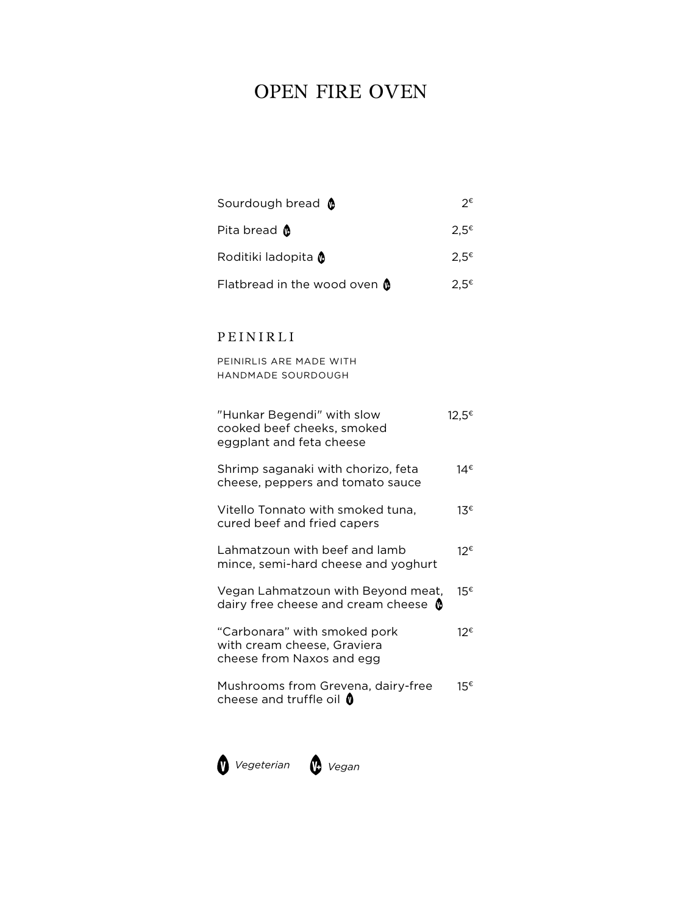# OPEN FIRE OVEN

| Item | Price |
| --- | --- |
| Sourdough bread (V+) | 2€ |
| Pita bread (V+) | 2,5€ |
| Roditiki ladopita (V+) | 2,5€ |
| Flatbread in the wood oven (V+) | 2,5€ |

## PEINIRLI

PEINIRLIS ARE MADE WITH HANDMADE SOURDOUGH

| Item | Price |
| --- | --- |
| "Hunkar Begendi" with slow cooked beef cheeks, smoked eggplant and feta cheese | 12,5€ |
| Shrimp saganaki with chorizo, feta cheese, peppers and tomato sauce | 14€ |
| Vitello Tonnato with smoked tuna, cured beef and fried capers | 13€ |
| Lahmatzoun with beef and lamb mince, semi-hard cheese and yoghurt | 12€ |
| Vegan Lahmatzoun with Beyond meat, dairy free cheese and cream cheese (V+) | 15€ |
| "Carbonara" with smoked pork with cream cheese, Graviera cheese from Naxos and egg | 12€ |
| Mushrooms from Grevena, dairy-free cheese and truffle oil (V) | 15€ |

(V) *Vegeterian* (V+) *Vegan*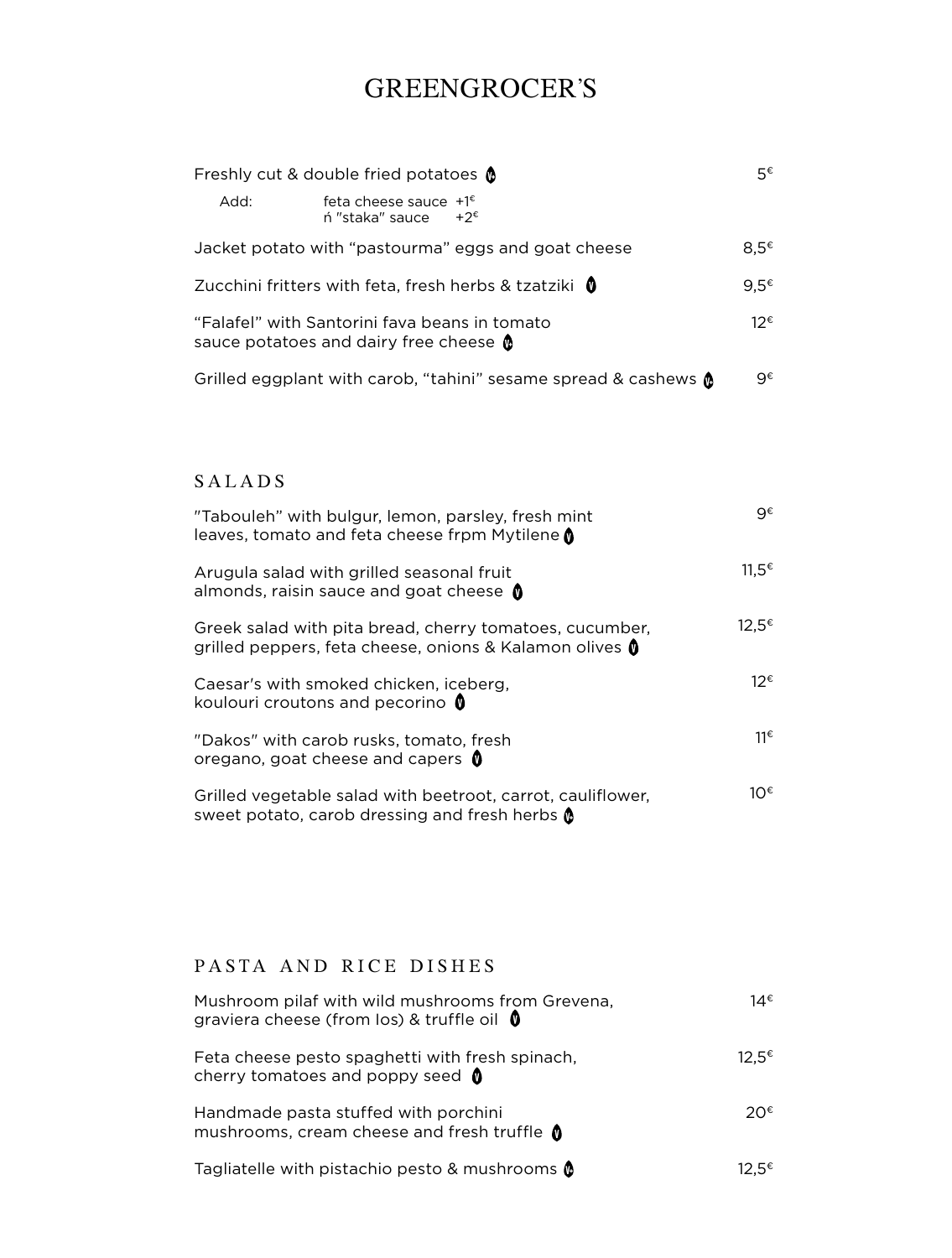# GREENGROCER'S

| | |
|---|---|
| Freshly cut & double fried potatoes | 5€ |
| Add: feta cheese sauce +1€ / ή "staka" sauce +2€ | |
| Jacket potato with "pastourma" eggs and goat cheese | 8,5€ |
| Zucchini fritters with feta, fresh herbs & tzatziki | 9,5€ |
| "Falafel" with Santorini fava beans in tomato sauce potatoes and dairy free cheese | 12€ |
| Grilled eggplant with carob, "tahini" sesame spread & cashews | 9€ |

## SALADS

| | |
|---|---|
| "Tabouleh" with bulgur, lemon, parsley, fresh mint leaves, tomato and feta cheese frpm Mytilene | 9€ |
| Arugula salad with grilled seasonal fruit almonds, raisin sauce and goat cheese | 11,5€ |
| Greek salad with pita bread, cherry tomatoes, cucumber, grilled peppers, feta cheese, onions & Kalamon olives | 12,5€ |
| Caesar's with smoked chicken, iceberg, koulouri croutons and pecorino | 12€ |
| "Dakos" with carob rusks, tomato, fresh oregano, goat cheese and capers | 11€ |
| Grilled vegetable salad with beetroot, carrot, cauliflower, sweet potato, carob dressing and fresh herbs | 10€ |

## PASTA AND RICE DISHES

| | |
|---|---|
| Mushroom pilaf with wild mushrooms from Grevena, graviera cheese (from Ios) & truffle oil | 14€ |
| Feta cheese pesto spaghetti with fresh spinach, cherry tomatoes and poppy seed | 12,5€ |
| Handmade pasta stuffed with porchini mushrooms, cream cheese and fresh truffle | 20€ |
| Tagliatelle with pistachio pesto & mushrooms | 12,5€ |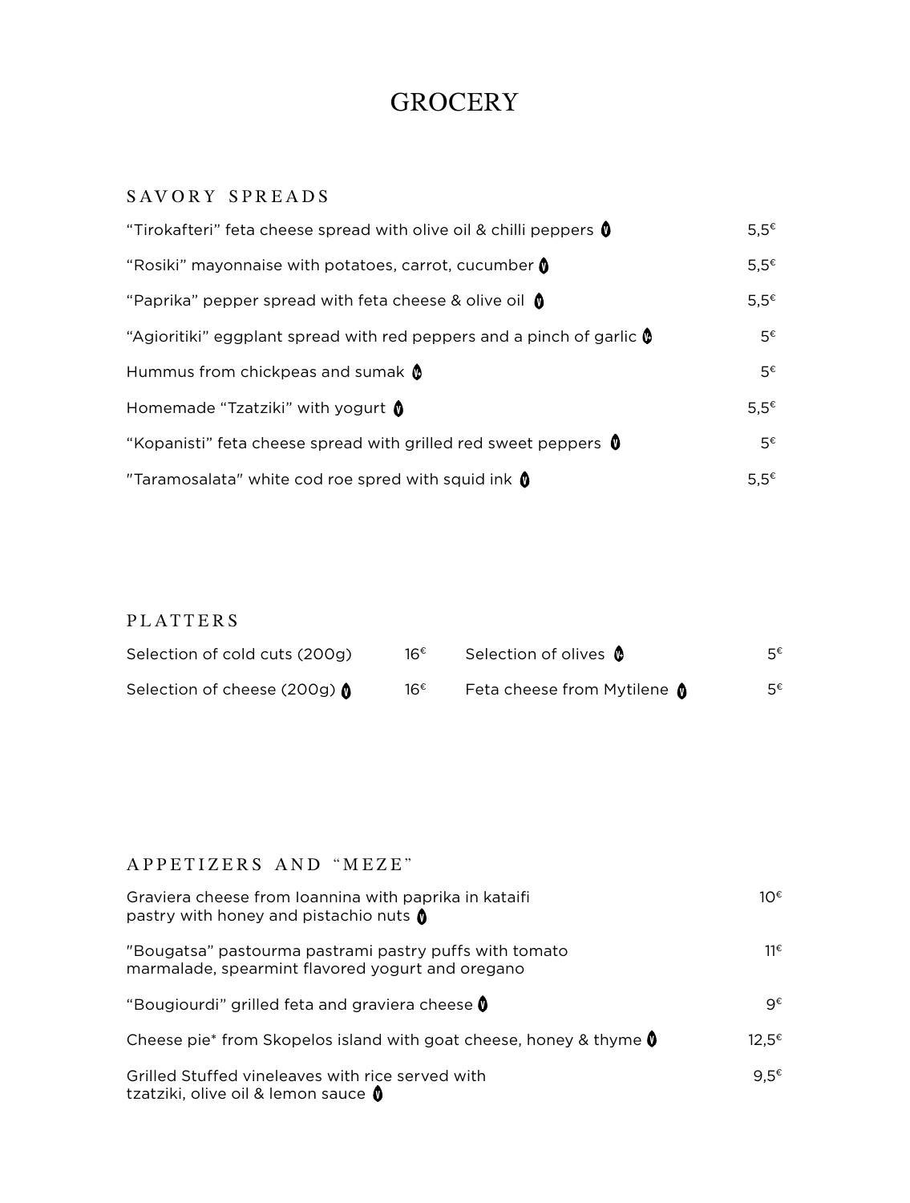# GROCERY

## SAVORY SPREADS

| Item | Price |
| --- | --- |
| "Tirokafteri" feta cheese spread with olive oil & chilli peppers (V) | 5,5€ |
| "Rosiki" mayonnaise with potatoes, carrot, cucumber (V) | 5,5€ |
| "Paprika" pepper spread with feta cheese & olive oil (V) | 5,5€ |
| "Agioritiki" eggplant spread with red peppers and a pinch of garlic (Ve) | 5€ |
| Hummus from chickpeas and sumak (Ve) | 5€ |
| Homemade "Tzatziki" with yogurt (V) | 5,5€ |
| "Kopanisti" feta cheese spread with grilled red sweet peppers (V) | 5€ |
| "Taramosalata" white cod roe spred with squid ink (V) | 5,5€ |

## PLATTERS

| Item | Price |
| --- | --- |
| Selection of cold cuts (200g) | 16€ |
| Selection of cheese (200g) (V) | 16€ |
| Selection of olives (Ve) | 5€ |
| Feta cheese from Mytilene (V) | 5€ |

## APPETIZERS AND "MEZE"

| Item | Price |
| --- | --- |
| Graviera cheese from Ioannina with paprika in kataifi pastry with honey and pistachio nuts (V) | 10€ |
| "Bougatsa" pastourma pastrami pastry puffs with tomato marmalade, spearmint flavored yogurt and oregano | 11€ |
| "Bougiourdi" grilled feta and graviera cheese (V) | 9€ |
| Cheese pie* from Skopelos island with goat cheese, honey & thyme (V) | 12,5€ |
| Grilled Stuffed vineleaves with rice served with tzatziki, olive oil & lemon sauce (V) | 9,5€ |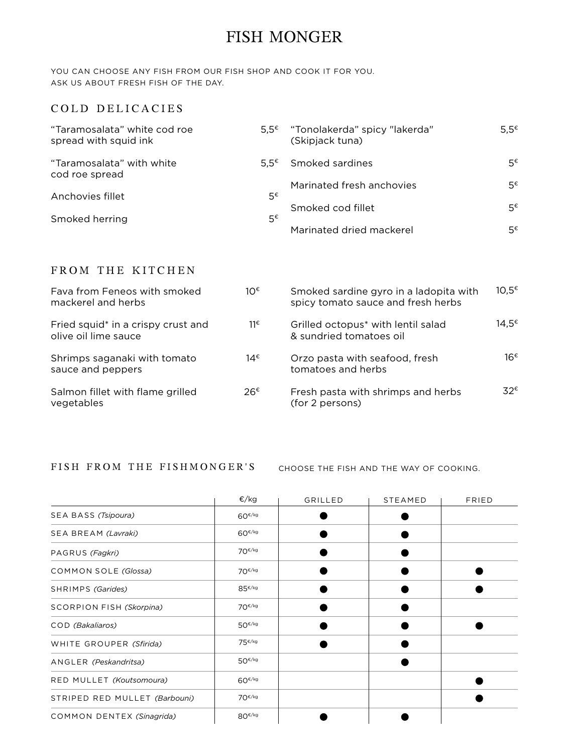# FISH MONGER

YOU CAN CHOOSE ANY FISH FROM OUR FISH SHOP AND COOK IT FOR YOU.
ASK US ABOUT FRESH FISH OF THE DAY.

## COLD DELICACIES

“Taramosalata” white cod roe spread with squid ink — 5,5€

“Taramosalata” with white cod roe spread — 5,5€

Anchovies fillet — 5€

Smoked herring — 5€

“Tonolakerda” spicy "lakerda" (Skipjack tuna) — 5,5€

Smoked sardines — 5€

Marinated fresh anchovies — 5€

Smoked cod fillet — 5€

Marinated dried mackerel — 5€

## FROM THE KITCHEN

Fava from Feneos with smoked mackerel and herbs — 10€

Fried squid* in a crispy crust and olive oil lime sauce — 11€

Shrimps saganaki with tomato sauce and peppers — 14€

Salmon fillet with flame grilled vegetables — 26€

Smoked sardine gyro in a ladopita with spicy tomato sauce and fresh herbs — 10,5€

Grilled octopus* with lentil salad & sundried tomatoes oil — 14,5€

Orzo pasta with seafood, fresh tomatoes and herbs — 16€

Fresh pasta with shrimps and herbs (for 2 persons) — 32€

## FISH FROM THE FISHMONGER'S

CHOOSE THE FISH AND THE WAY OF COOKING.

| | €/kg | GRILLED | STEAMED | FRIED |
|---|---|---|---|---|
| SEA BASS *(Tsipoura)* | 60€/kg | ● | ● | |
| SEA BREAM *(Lavraki)* | 60€/kg | ● | ● | |
| PAGRUS *(Fagkri)* | 70€/kg | ● | ● | |
| COMMON SOLE *(Glossa)* | 70€/kg | ● | ● | ● |
| SHRIMPS *(Garides)* | 85€/kg | ● | ● | ● |
| SCORPION FISH *(Skorpina)* | 70€/kg | ● | ● | |
| COD *(Bakaliaros)* | 50€/kg | ● | ● | ● |
| WHITE GROUPER *(Sfirida)* | 75€/kg | ● | ● | |
| ANGLER *(Peskandritsa)* | 50€/kg | | ● | |
| RED MULLET *(Koutsomoura)* | 60€/kg | | | ● |
| STRIPED RED MULLET *(Barbouni)* | 70€/kg | | | ● |
| COMMON DENTEX *(Sinagrida)* | 80€/kg | ● | ● | |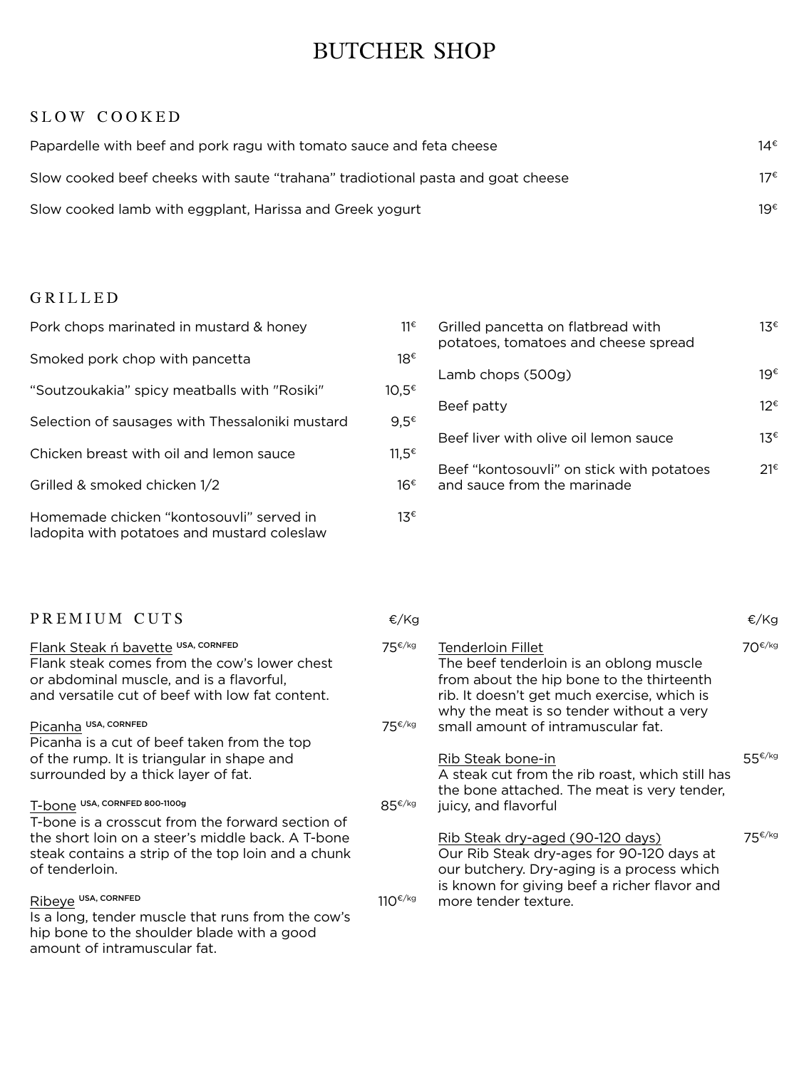# BUTCHER SHOP

## SLOW COOKED

| Item | Price |
|---|---|
| Papardelle with beef and pork ragu with tomato sauce and feta cheese | 14€ |
| Slow cooked beef cheeks with saute "trahana" tradiotional pasta and goat cheese | 17€ |
| Slow cooked lamb with eggplant, Harissa and Greek yogurt | 19€ |

## GRILLED

| Item | Price |
|---|---|
| Pork chops marinated in mustard & honey | 11€ |
| Smoked pork chop with pancetta | 18€ |
| "Soutzoukakia" spicy meatballs with "Rosiki" | 10,5€ |
| Selection of sausages with Thessaloniki mustard | 9,5€ |
| Chicken breast with oil and lemon sauce | 11,5€ |
| Grilled & smoked chicken 1/2 | 16€ |
| Homemade chicken "kontosouvli" served in ladopita with potatoes and mustard coleslaw | 13€ |
| Grilled pancetta on flatbread with potatoes, tomatoes and cheese spread | 13€ |
| Lamb chops (500g) | 19€ |
| Beef patty | 12€ |
| Beef liver with olive oil lemon sauce | 13€ |
| Beef "kontosouvli" on stick with potatoes and sauce from the marinade | 21€ |

## PREMIUM CUTS

€/Kg

**Flank Steak ń bavette** USA, CORNFED — 75€/kg
Flank steak comes from the cow's lower chest or abdominal muscle, and is a flavorful, and versatile cut of beef with low fat content.

**Picanha** USA, CORNFED — 75€/kg
Picanha is a cut of beef taken from the top of the rump. It is triangular in shape and surrounded by a thick layer of fat.

**T-bone** USA, CORNFED 800-1100g — 85€/kg
T-bone is a crosscut from the forward section of the short loin on a steer's middle back. A T-bone steak contains a strip of the top loin and a chunk of tenderloin.

**Ribeye** USA, CORNFED — 110€/kg
Is a long, tender muscle that runs from the cow's hip bone to the shoulder blade with a good amount of intramuscular fat.

**Tenderloin Fillet** — 70€/kg
The beef tenderloin is an oblong muscle from about the hip bone to the thirteenth rib. It doesn't get much exercise, which is why the meat is so tender without a very small amount of intramuscular fat.

**Rib Steak bone-in** — 55€/kg
A steak cut from the rib roast, which still has the bone attached. The meat is very tender, juicy, and flavorful

**Rib Steak dry-aged (90-120 days)** — 75€/kg
Our Rib Steak dry-ages for 90-120 days at our butchery. Dry-aging is a process which is known for giving beef a richer flavor and more tender texture.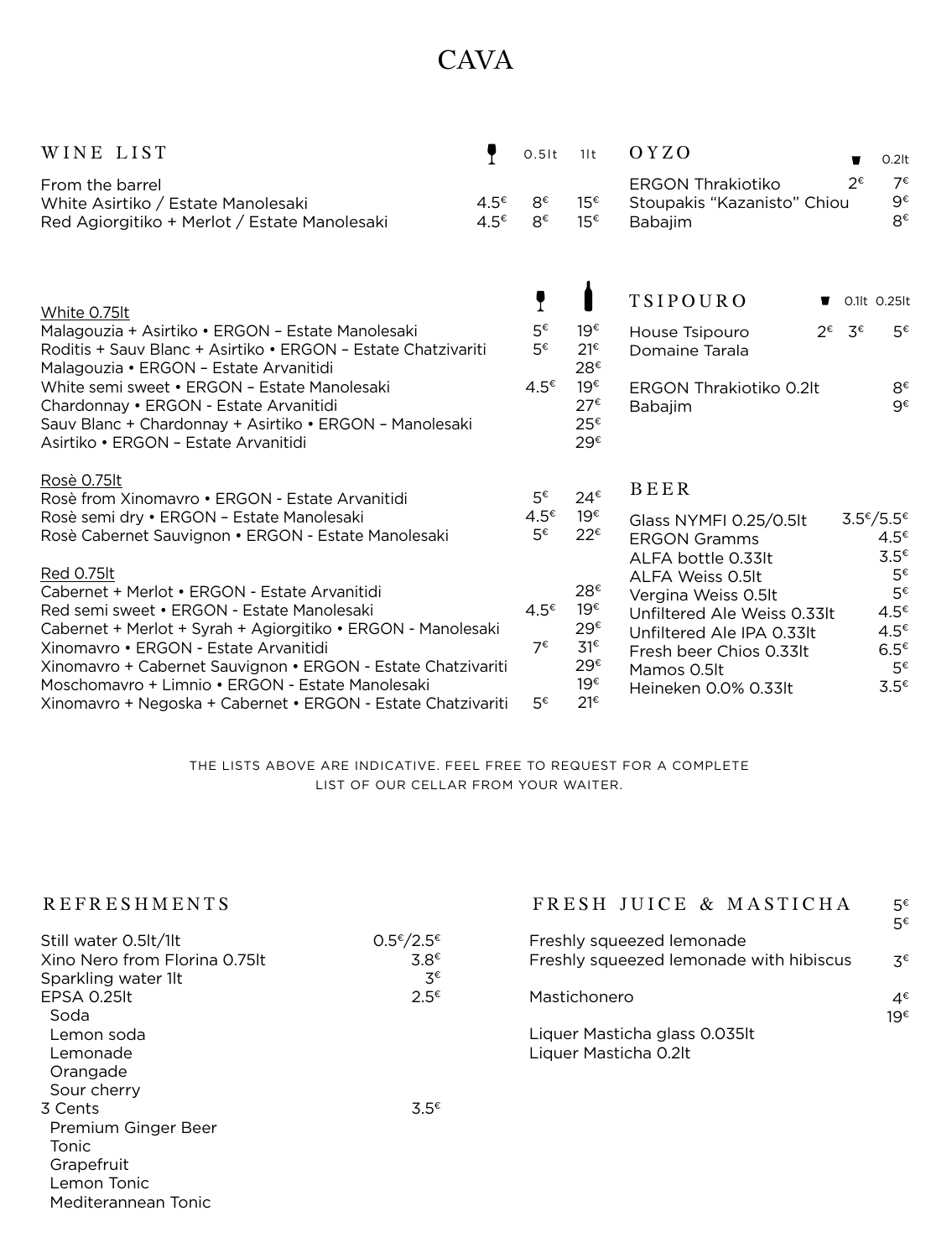# CAVA

## WINE LIST

| From the barrel | Glass | 0.5lt | 1lt |
|---|---|---|---|
| White Asirtiko / Estate Manolesaki | 4.5€ | 8€ | 15€ |
| Red Agiorgitiko + Merlot / Estate Manolesaki | 4.5€ | 8€ | 15€ |

| | Glass | Bottle |
|---|---|---|
| **White 0.75lt** | | |
| Malagouzia + Asirtiko • ERGON – Estate Manolesaki | 5€ | 19€ |
| Roditis + Sauv Blanc + Asirtiko • ERGON – Estate Chatzivariti | 5€ | 21€ |
| Malagouzia • ERGON – Estate Arvanitidi | | 28€ |
| White semi sweet • ERGON – Estate Manolesaki | 4.5€ | 19€ |
| Chardonnay • ERGON - Estate Arvanitidi | | 27€ |
| Sauv Blanc + Chardonnay + Asirtiko • ERGON – Manolesaki | | 25€ |
| Asirtiko • ERGON – Estate Arvanitidi | | 29€ |
| **Rosè 0.75lt** | | |
| Rosè from Xinomavro • ERGON - Estate Arvanitidi | 5€ | 24€ |
| Rosè semi dry • ERGON – Estate Manolesaki | 4.5€ | 19€ |
| Rosè Cabernet Sauvignon • ERGON - Estate Manolesaki | 5€ | 22€ |
| **Red 0.75lt** | | |
| Cabernet + Merlot • ERGON - Estate Arvanitidi | | 28€ |
| Red semi sweet • ERGON - Estate Manolesaki | 4.5€ | 19€ |
| Cabernet + Merlot + Syrah + Agiorgitiko • ERGON - Manolesaki | | 29€ |
| Xinomavro • ERGON - Estate Arvanitidi | 7€ | 31€ |
| Xinomavro + Cabernet Sauvignon • ERGON - Estate Chatzivariti | | 29€ |
| Moschomavro + Limnio • ERGON - Estate Manolesaki | | 19€ |
| Xinomavro + Negoska + Cabernet • ERGON - Estate Chatzivariti | 5€ | 21€ |

## OYZO

| | Glass | 0.2lt |
|---|---|---|
| ERGON Thrakiotiko | 2€ | 7€ |
| Stoupakis "Kazanisto" Chiou | | 9€ |
| Babajim | | 8€ |

## TSIPOURO

| | Glass | 0.1lt | 0.25lt |
|---|---|---|---|
| House Tsipouro Domaine Tarala | 2€ | 3€ | 5€ |
| ERGON Thrakiotiko 0.2lt | | | 8€ |
| Babajim | | | 9€ |

## BEER

| | |
|---|---|
| Glass NYMFI 0.25/0.5lt | 3.5€/5.5€ |
| ERGON Gramms | 4.5€ |
| ALFA bottle 0.33lt | 3.5€ |
| ALFA Weiss 0.5lt | 5€ |
| Vergina Weiss 0.5lt | 5€ |
| Unfiltered Ale Weiss 0.33lt | 4.5€ |
| Unfiltered Ale IPA 0.33lt | 4.5€ |
| Fresh beer Chios 0.33lt | 6.5€ |
| Mamos 0.5lt | 5€ |
| Heineken 0.0% 0.33lt | 3.5€ |

THE LISTS ABOVE ARE INDICATIVE. FEEL FREE TO REQUEST FOR A COMPLETE LIST OF OUR CELLAR FROM YOUR WAITER.

## REFRESHMENTS

| | |
|---|---|
| Still water 0.5lt/1lt | 0.5€/2.5€ |
| Xino Nero from Florina 0.75lt | 3.8€ |
| Sparkling water 1lt | 3€ |
| EPSA 0.25lt | 2.5€ |
| Soda | |
| Lemon soda | |
| Lemonade | |
| Orangade | |
| Sour cherry | |
| 3 Cents | 3.5€ |
| Premium Ginger Beer | |
| Tonic | |
| Grapefruit | |
| Lemon Tonic | |
| Mediterannean Tonic | |

## FRESH JUICE & MASTICHA

| | |
|---|---|
| Freshly squeezed lemonade | 5€ |
| Freshly squeezed lemonade with hibiscus | 5€ |
| Mastichonero | 3€ |
| Liquer Masticha glass 0.035lt | 4€ |
| Liquer Masticha 0.2lt | 19€ |